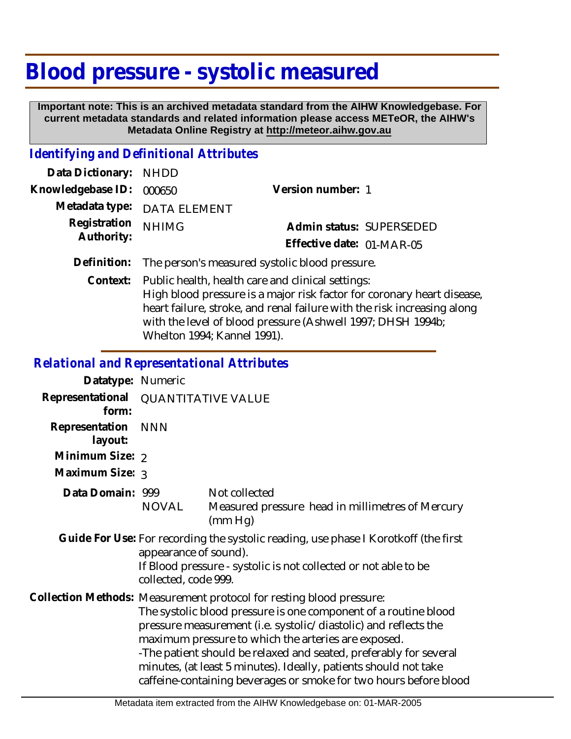# Blood pressure - systolic measured

**Important note: This is an archived metadata standard from the AIHW Knowledgebase. For current metadata standards and related information please access METeOR, the AIHW's Metadata Online Registry at http://meteor.aihw.gov.au**

## *Identifying and Definitional Attributes*

**Data Dictionary:** NHDD

**Knowledgebase ID:** 000650 **Version number:** 1

**Metadata type:** DATA ELEMENT

**Registration Authority:** NHIMG

**Admin status:** SUPERSEDED

**Effective date:** 01-MAR-05

**Definition:** The person's measured systolic blood pressure.

**Context:** Public health, health care and clinical settings:
High blood pressure is a major risk factor for coronary heart disease, heart failure, stroke, and renal failure with the risk increasing along with the level of blood pressure (Ashwell 1997; DHSH 1994b; Whelton 1994; Kannel 1991).

## *Relational and Representational Attributes*

**Datatype:** Numeric

**Representational form:** QUANTITATIVE VALUE

**Representation layout:** NNN

**Minimum Size:** 2

**Maximum Size:** 3

**Data Domain:**

| | |
|---|---|
| 999 | Not collected |
| NOVAL | Measured pressure head in millimetres of Mercury (mm Hg) |

**Guide For Use:** For recording the systolic reading, use phase I Korotkoff (the first appearance of sound).
If Blood pressure - systolic is not collected or not able to be collected, code 999.

**Collection Methods:** Measurement protocol for resting blood pressure:
The systolic blood pressure is one component of a routine blood pressure measurement (i.e. systolic/diastolic) and reflects the maximum pressure to which the arteries are exposed.
-The patient should be relaxed and seated, preferably for several minutes, (at least 5 minutes). Ideally, patients should not take caffeine-containing beverages or smoke for two hours before blood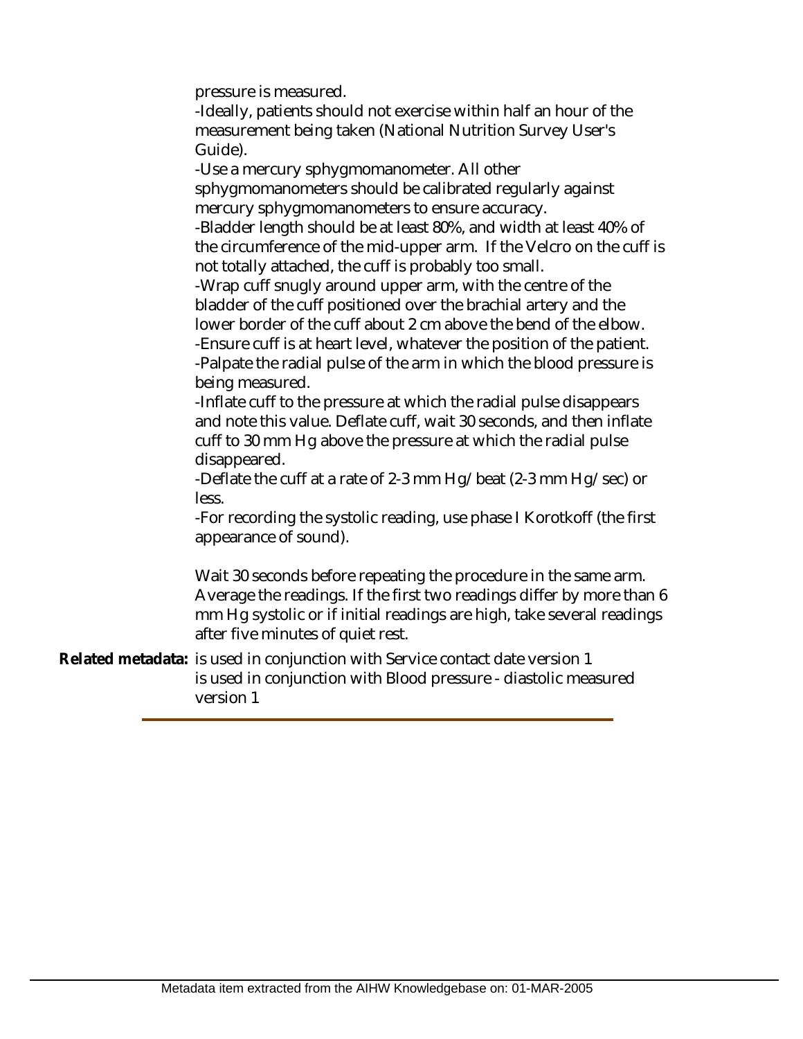pressure is measured.

-Ideally, patients should not exercise within half an hour of the measurement being taken (National Nutrition Survey User's Guide).

-Use a mercury sphygmomanometer. All other sphygmomanometers should be calibrated regularly against mercury sphygmomanometers to ensure accuracy.

-Bladder length should be at least 80%, and width at least 40% of the circumference of the mid-upper arm. If the Velcro on the cuff is not totally attached, the cuff is probably too small.

-Wrap cuff snugly around upper arm, with the centre of the bladder of the cuff positioned over the brachial artery and the lower border of the cuff about 2 cm above the bend of the elbow.

-Ensure cuff is at heart level, whatever the position of the patient.

-Palpate the radial pulse of the arm in which the blood pressure is being measured.

-Inflate cuff to the pressure at which the radial pulse disappears and note this value. Deflate cuff, wait 30 seconds, and then inflate cuff to 30 mm Hg above the pressure at which the radial pulse disappeared.

-Deflate the cuff at a rate of 2-3 mm Hg/beat (2-3 mm Hg/sec) or less.

-For recording the systolic reading, use phase I Korotkoff (the first appearance of sound).

Wait 30 seconds before repeating the procedure in the same arm. Average the readings. If the first two readings differ by more than 6 mm Hg systolic or if initial readings are high, take several readings after five minutes of quiet rest.

**Related metadata:** is used in conjunction with Service contact date version 1
is used in conjunction with Blood pressure - diastolic measured version 1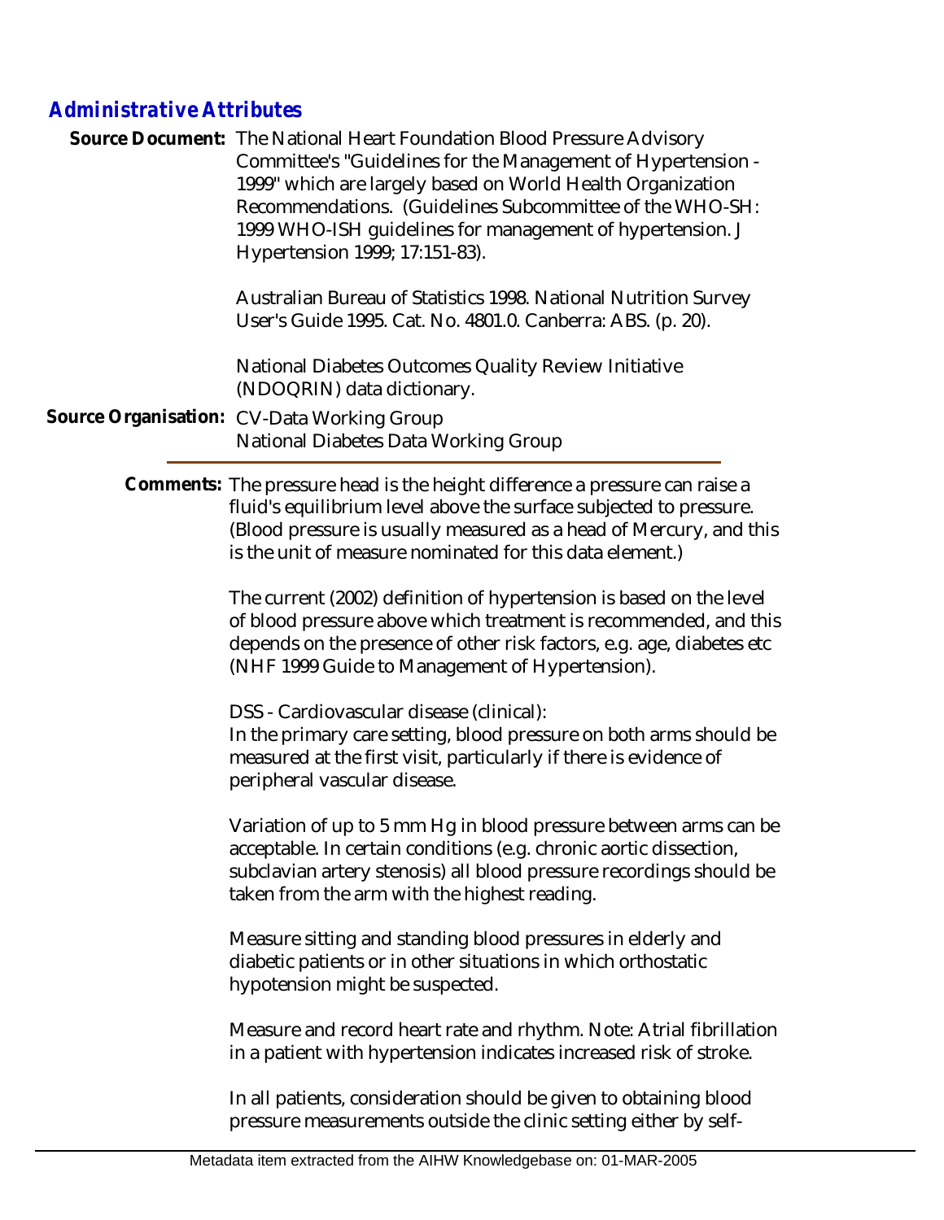## Administrative Attributes

**Source Document:** The National Heart Foundation Blood Pressure Advisory Committee's "Guidelines for the Management of Hypertension - 1999" which are largely based on World Health Organization Recommendations. (Guidelines Subcommittee of the WHO-SH: 1999 WHO-ISH guidelines for management of hypertension. J Hypertension 1999; 17:151-83).

Australian Bureau of Statistics 1998. National Nutrition Survey User's Guide 1995. Cat. No. 4801.0. Canberra: ABS. (p. 20).

National Diabetes Outcomes Quality Review Initiative (NDOQRIN) data dictionary.

**Source Organisation:** CV-Data Working Group
National Diabetes Data Working Group

---

**Comments:** The pressure head is the height difference a pressure can raise a fluid's equilibrium level above the surface subjected to pressure. (Blood pressure is usually measured as a head of Mercury, and this is the unit of measure nominated for this data element.)

The current (2002) definition of hypertension is based on the level of blood pressure above which treatment is recommended, and this depends on the presence of other risk factors, e.g. age, diabetes etc (NHF 1999 Guide to Management of Hypertension).

DSS - Cardiovascular disease (clinical):
In the primary care setting, blood pressure on both arms should be measured at the first visit, particularly if there is evidence of peripheral vascular disease.

Variation of up to 5 mm Hg in blood pressure between arms can be acceptable. In certain conditions (e.g. chronic aortic dissection, subclavian artery stenosis) all blood pressure recordings should be taken from the arm with the highest reading.

Measure sitting and standing blood pressures in elderly and diabetic patients or in other situations in which orthostatic hypotension might be suspected.

Measure and record heart rate and rhythm. Note: Atrial fibrillation in a patient with hypertension indicates increased risk of stroke.

In all patients, consideration should be given to obtaining blood pressure measurements outside the clinic setting either by self-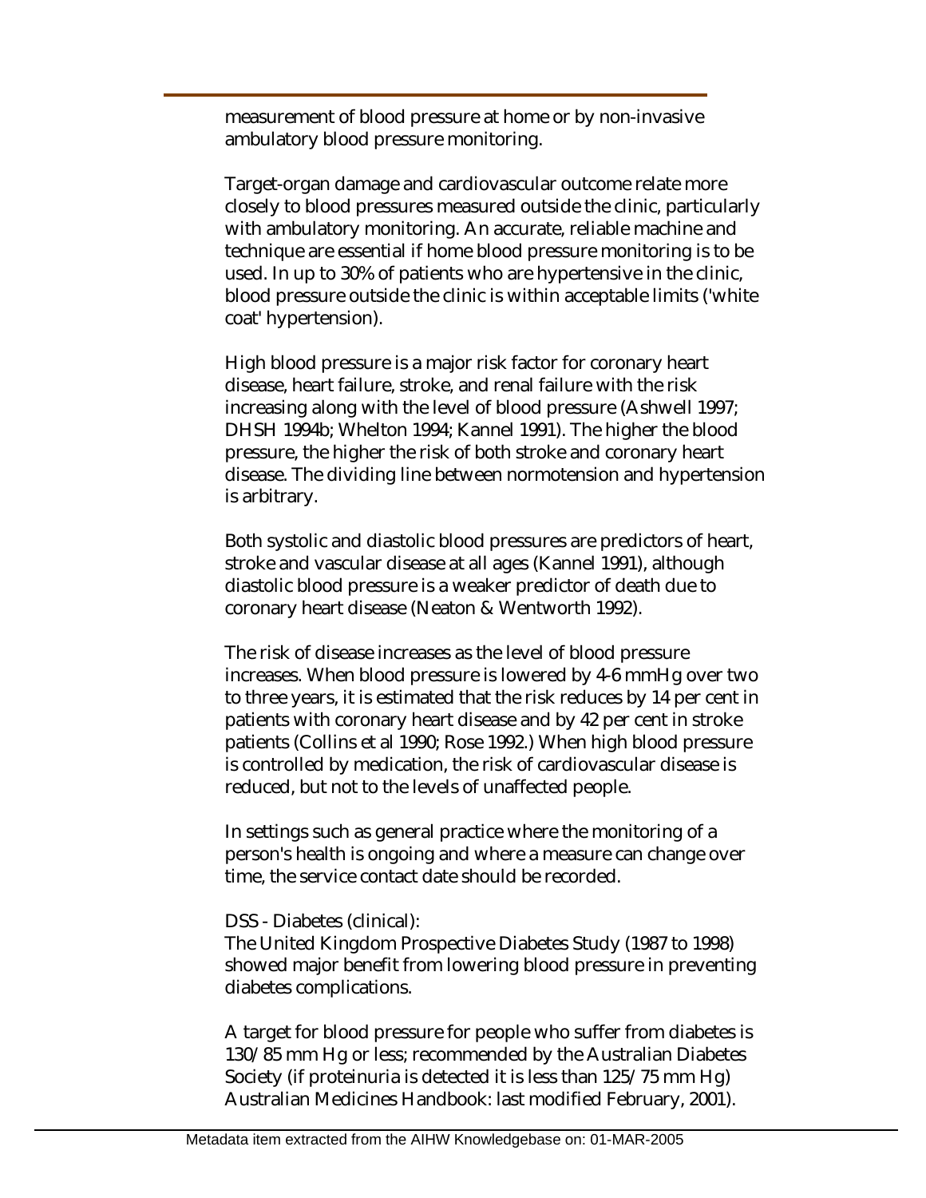measurement of blood pressure at home or by non-invasive ambulatory blood pressure monitoring.

Target-organ damage and cardiovascular outcome relate more closely to blood pressures measured outside the clinic, particularly with ambulatory monitoring. An accurate, reliable machine and technique are essential if home blood pressure monitoring is to be used. In up to 30% of patients who are hypertensive in the clinic, blood pressure outside the clinic is within acceptable limits ('white coat' hypertension).

High blood pressure is a major risk factor for coronary heart disease, heart failure, stroke, and renal failure with the risk increasing along with the level of blood pressure (Ashwell 1997; DHSH 1994b; Whelton 1994; Kannel 1991). The higher the blood pressure, the higher the risk of both stroke and coronary heart disease. The dividing line between normotension and hypertension is arbitrary.

Both systolic and diastolic blood pressures are predictors of heart, stroke and vascular disease at all ages (Kannel 1991), although diastolic blood pressure is a weaker predictor of death due to coronary heart disease (Neaton & Wentworth 1992).

The risk of disease increases as the level of blood pressure increases. When blood pressure is lowered by 4-6 mmHg over two to three years, it is estimated that the risk reduces by 14 per cent in patients with coronary heart disease and by 42 per cent in stroke patients (Collins et al 1990; Rose 1992.) When high blood pressure is controlled by medication, the risk of cardiovascular disease is reduced, but not to the levels of unaffected people.

In settings such as general practice where the monitoring of a person's health is ongoing and where a measure can change over time, the service contact date should be recorded.

DSS - Diabetes (clinical):
The United Kingdom Prospective Diabetes Study (1987 to 1998) showed major benefit from lowering blood pressure in preventing diabetes complications.

A target for blood pressure for people who suffer from diabetes is 130/85 mm Hg or less; recommended by the Australian Diabetes Society (if proteinuria is detected it is less than 125/75 mm Hg) Australian Medicines Handbook: last modified February, 2001).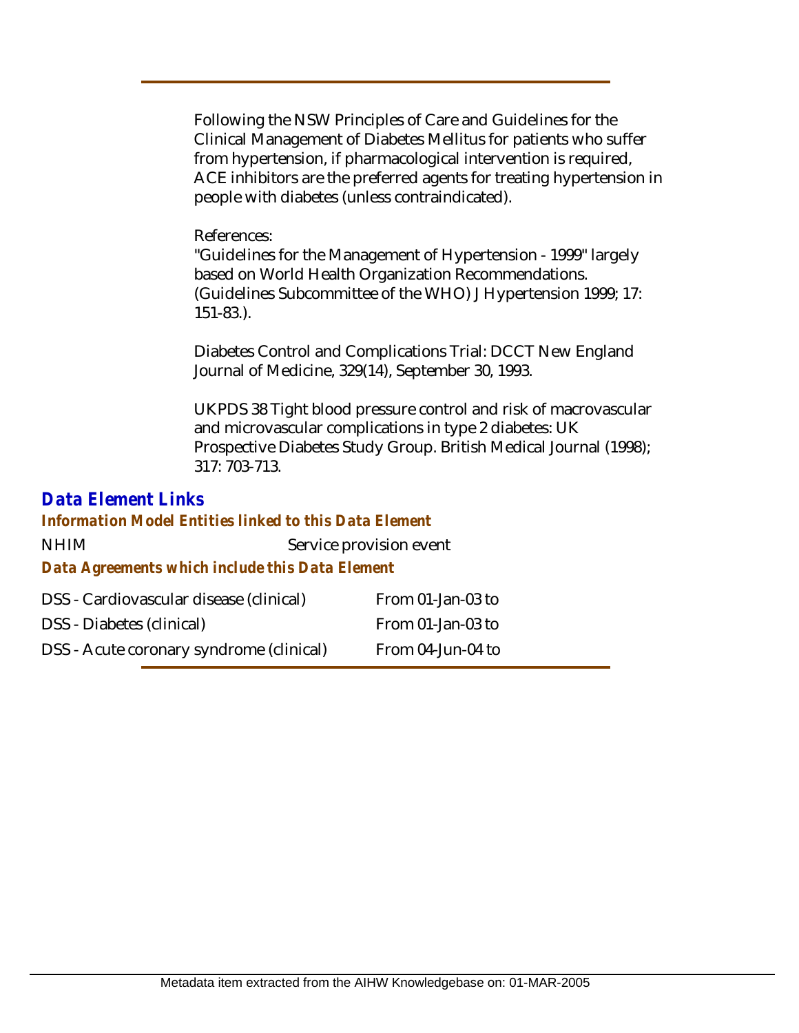Following the NSW Principles of Care and Guidelines for the Clinical Management of Diabetes Mellitus for patients who suffer from hypertension, if pharmacological intervention is required, ACE inhibitors are the preferred agents for treating hypertension in people with diabetes (unless contraindicated).

References:
"Guidelines for the Management of Hypertension - 1999" largely based on World Health Organization Recommendations. (Guidelines Subcommittee of the WHO) J Hypertension 1999; 17: 151-83.).

Diabetes Control and Complications Trial: DCCT New England Journal of Medicine, 329(14), September 30, 1993.

UKPDS 38 Tight blood pressure control and risk of macrovascular and microvascular complications in type 2 diabetes: UK Prospective Diabetes Study Group. British Medical Journal (1998); 317: 703-713.

## Data Element Links

### Information Model Entities linked to this Data Element

| | |
|---|---|
| NHIM | Service provision event |

### Data Agreements which include this Data Element

| | |
|---|---|
| DSS - Cardiovascular disease (clinical) | From 01-Jan-03 to |
| DSS - Diabetes (clinical) | From 01-Jan-03 to |
| DSS - Acute coronary syndrome (clinical) | From 04-Jun-04 to |

Metadata item extracted from the AIHW Knowledgebase on: 01-MAR-2005